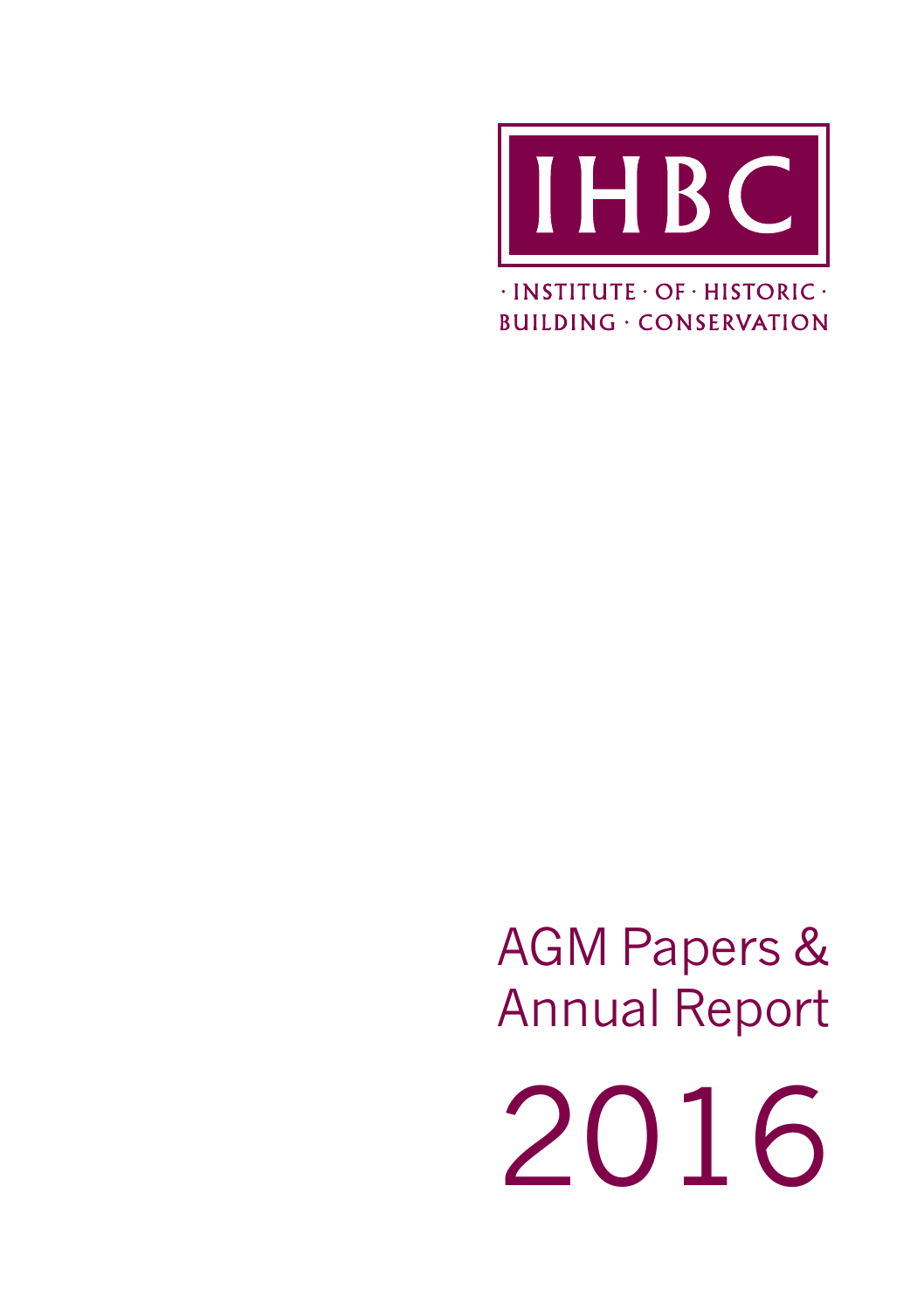IHBC

· INSTITUTE · OF · HISTORIC ·
BUILDING · CONSERVATION

# AGM Papers & Annual Report

# 2016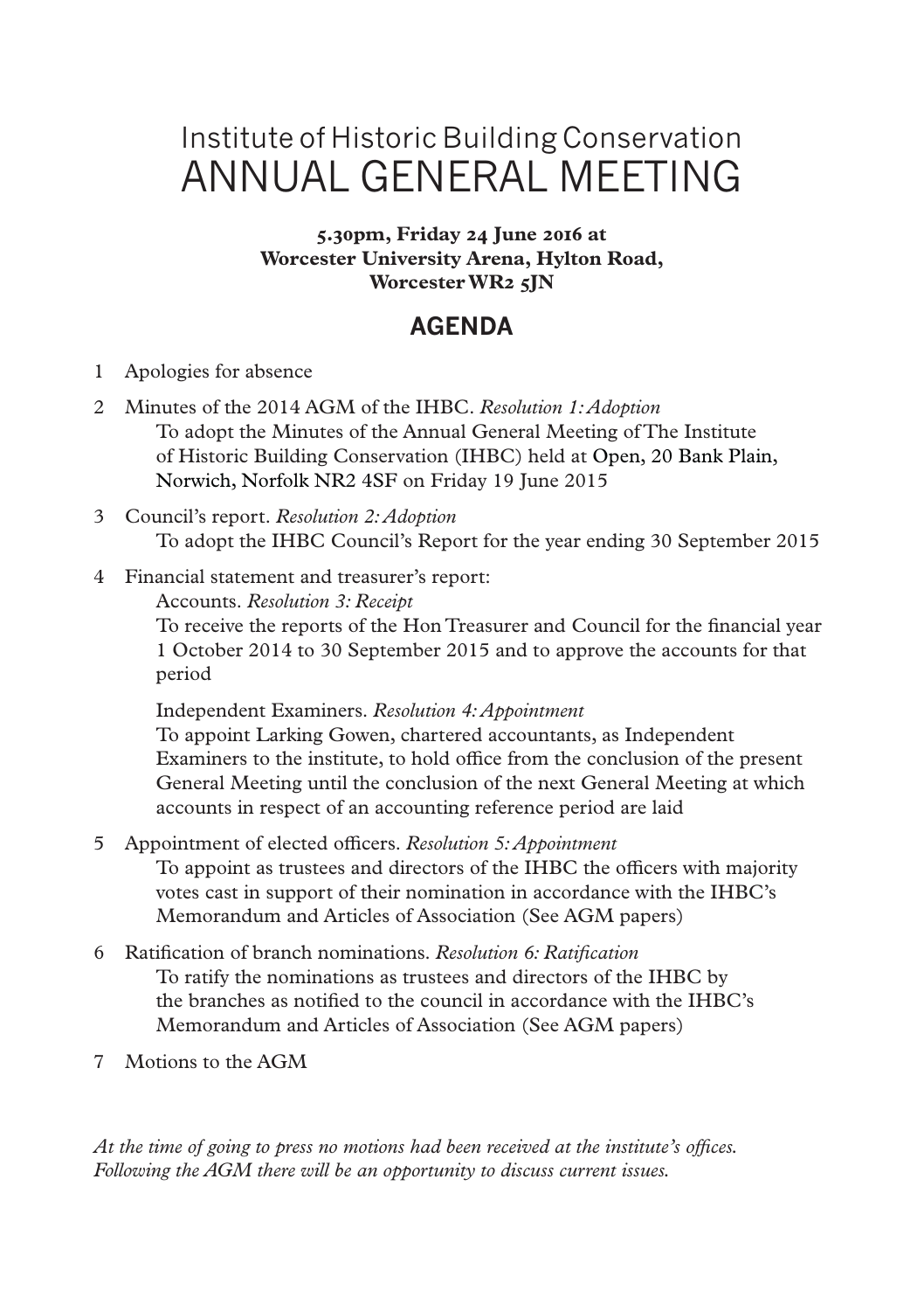# Institute of Historic Building Conservation ANNUAL GENERAL MEETING

**5.30pm, Friday 24 June 2016 at Worcester University Arena, Hylton Road, Worcester WR2 5JN**

## AGENDA

1. Apologies for absence
2. Minutes of the 2014 AGM of the IHBC. *Resolution 1: Adoption*
   To adopt the Minutes of the Annual General Meeting of The Institute of Historic Building Conservation (IHBC) held at Open, 20 Bank Plain, Norwich, Norfolk NR2 4SF on Friday 19 June 2015
3. Council's report. *Resolution 2: Adoption*
   To adopt the IHBC Council's Report for the year ending 30 September 2015
4. Financial statement and treasurer's report:
   Accounts. *Resolution 3: Receipt*
   To receive the reports of the Hon Treasurer and Council for the financial year 1 October 2014 to 30 September 2015 and to approve the accounts for that period

   Independent Examiners. *Resolution 4: Appointment*
   To appoint Larking Gowen, chartered accountants, as Independent Examiners to the institute, to hold office from the conclusion of the present General Meeting until the conclusion of the next General Meeting at which accounts in respect of an accounting reference period are laid
5. Appointment of elected officers. *Resolution 5: Appointment*
   To appoint as trustees and directors of the IHBC the officers with majority votes cast in support of their nomination in accordance with the IHBC's Memorandum and Articles of Association (See AGM papers)
6. Ratification of branch nominations. *Resolution 6: Ratification*
   To ratify the nominations as trustees and directors of the IHBC by the branches as notified to the council in accordance with the IHBC's Memorandum and Articles of Association (See AGM papers)
7. Motions to the AGM

*At the time of going to press no motions had been received at the institute's offices. Following the AGM there will be an opportunity to discuss current issues.*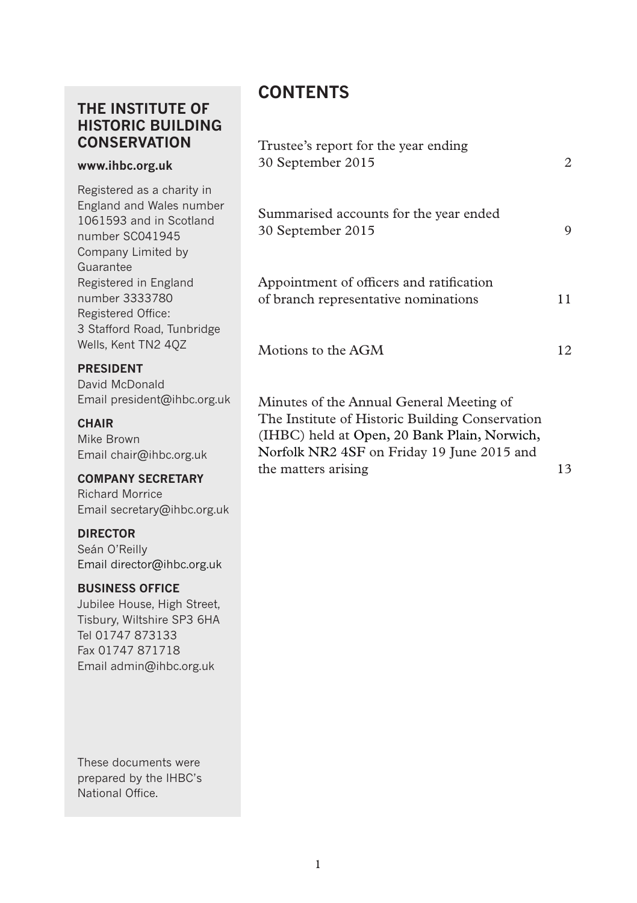## THE INSTITUTE OF HISTORIC BUILDING CONSERVATION

**www.ihbc.org.uk**

Registered as a charity in England and Wales number 1061593 and in Scotland number SC041945
Company Limited by Guarantee
Registered in England number 3333780
Registered Office:
3 Stafford Road, Tunbridge Wells, Kent TN2 4QZ

**PRESIDENT**
David McDonald
Email president@ihbc.org.uk

**CHAIR**
Mike Brown
Email chair@ihbc.org.uk

**COMPANY SECRETARY**
Richard Morrice
Email secretary@ihbc.org.uk

**DIRECTOR**
Seán O'Reilly
Email director@ihbc.org.uk

**BUSINESS OFFICE**
Jubilee House, High Street, Tisbury, Wiltshire SP3 6HA
Tel 01747 873133
Fax 01747 871718
Email admin@ihbc.org.uk

These documents were prepared by the IHBC's National Office.

# CONTENTS

| | |
|---|---|
| Trustee's report for the year ending 30 September 2015 | 2 |
| Summarised accounts for the year ended 30 September 2015 | 9 |
| Appointment of officers and ratification of branch representative nominations | 11 |
| Motions to the AGM | 12 |
| Minutes of the Annual General Meeting of The Institute of Historic Building Conservation (IHBC) held at Open, 20 Bank Plain, Norwich, Norfolk NR2 4SF on Friday 19 June 2015 and the matters arising | 13 |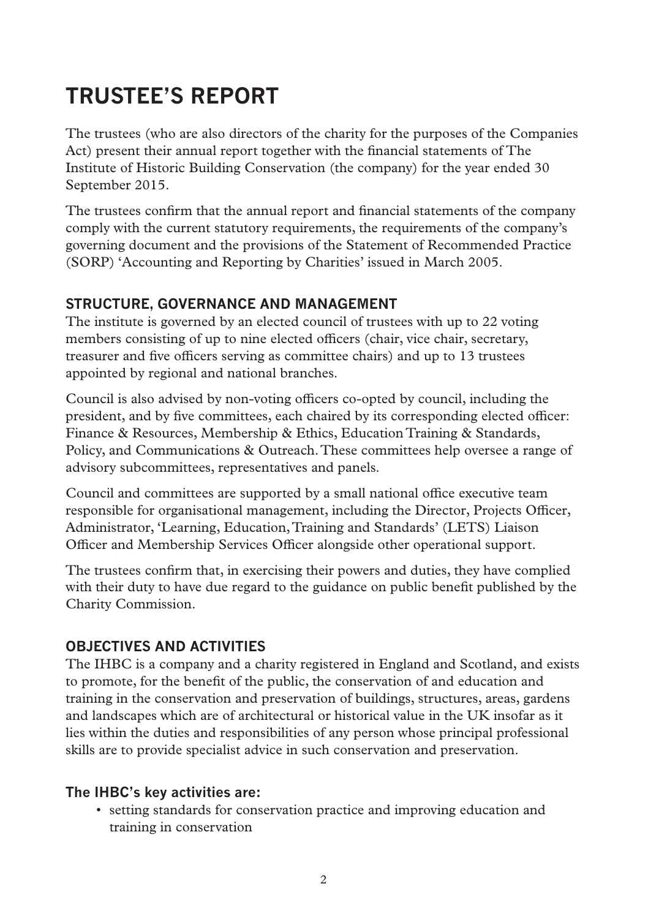# TRUSTEE'S REPORT

The trustees (who are also directors of the charity for the purposes of the Companies Act) present their annual report together with the financial statements of The Institute of Historic Building Conservation (the company) for the year ended 30 September 2015.

The trustees confirm that the annual report and financial statements of the company comply with the current statutory requirements, the requirements of the company's governing document and the provisions of the Statement of Recommended Practice (SORP) 'Accounting and Reporting by Charities' issued in March 2005.

## STRUCTURE, GOVERNANCE AND MANAGEMENT

The institute is governed by an elected council of trustees with up to 22 voting members consisting of up to nine elected officers (chair, vice chair, secretary, treasurer and five officers serving as committee chairs) and up to 13 trustees appointed by regional and national branches.

Council is also advised by non-voting officers co-opted by council, including the president, and by five committees, each chaired by its corresponding elected officer: Finance & Resources, Membership & Ethics, Education Training & Standards, Policy, and Communications & Outreach. These committees help oversee a range of advisory subcommittees, representatives and panels.

Council and committees are supported by a small national office executive team responsible for organisational management, including the Director, Projects Officer, Administrator, 'Learning, Education, Training and Standards' (LETS) Liaison Officer and Membership Services Officer alongside other operational support.

The trustees confirm that, in exercising their powers and duties, they have complied with their duty to have due regard to the guidance on public benefit published by the Charity Commission.

## OBJECTIVES AND ACTIVITIES

The IHBC is a company and a charity registered in England and Scotland, and exists to promote, for the benefit of the public, the conservation of and education and training in the conservation and preservation of buildings, structures, areas, gardens and landscapes which are of architectural or historical value in the UK insofar as it lies within the duties and responsibilities of any person whose principal professional skills are to provide specialist advice in such conservation and preservation.

### The IHBC's key activities are:

- setting standards for conservation practice and improving education and training in conservation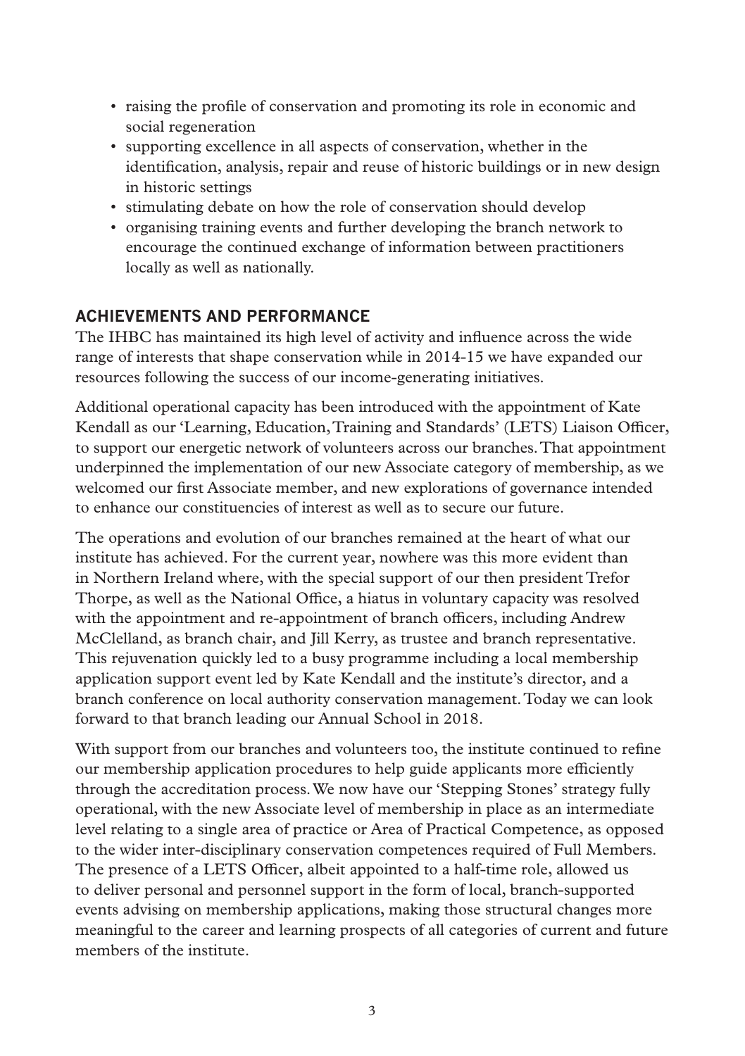- raising the profile of conservation and promoting its role in economic and social regeneration
- supporting excellence in all aspects of conservation, whether in the identification, analysis, repair and reuse of historic buildings or in new design in historic settings
- stimulating debate on how the role of conservation should develop
- organising training events and further developing the branch network to encourage the continued exchange of information between practitioners locally as well as nationally.

## ACHIEVEMENTS AND PERFORMANCE

The IHBC has maintained its high level of activity and influence across the wide range of interests that shape conservation while in 2014-15 we have expanded our resources following the success of our income-generating initiatives.

Additional operational capacity has been introduced with the appointment of Kate Kendall as our 'Learning, Education, Training and Standards' (LETS) Liaison Officer, to support our energetic network of volunteers across our branches. That appointment underpinned the implementation of our new Associate category of membership, as we welcomed our first Associate member, and new explorations of governance intended to enhance our constituencies of interest as well as to secure our future.

The operations and evolution of our branches remained at the heart of what our institute has achieved. For the current year, nowhere was this more evident than in Northern Ireland where, with the special support of our then president Trefor Thorpe, as well as the National Office, a hiatus in voluntary capacity was resolved with the appointment and re-appointment of branch officers, including Andrew McClelland, as branch chair, and Jill Kerry, as trustee and branch representative. This rejuvenation quickly led to a busy programme including a local membership application support event led by Kate Kendall and the institute's director, and a branch conference on local authority conservation management. Today we can look forward to that branch leading our Annual School in 2018.

With support from our branches and volunteers too, the institute continued to refine our membership application procedures to help guide applicants more efficiently through the accreditation process. We now have our 'Stepping Stones' strategy fully operational, with the new Associate level of membership in place as an intermediate level relating to a single area of practice or Area of Practical Competence, as opposed to the wider inter-disciplinary conservation competences required of Full Members. The presence of a LETS Officer, albeit appointed to a half-time role, allowed us to deliver personal and personnel support in the form of local, branch-supported events advising on membership applications, making those structural changes more meaningful to the career and learning prospects of all categories of current and future members of the institute.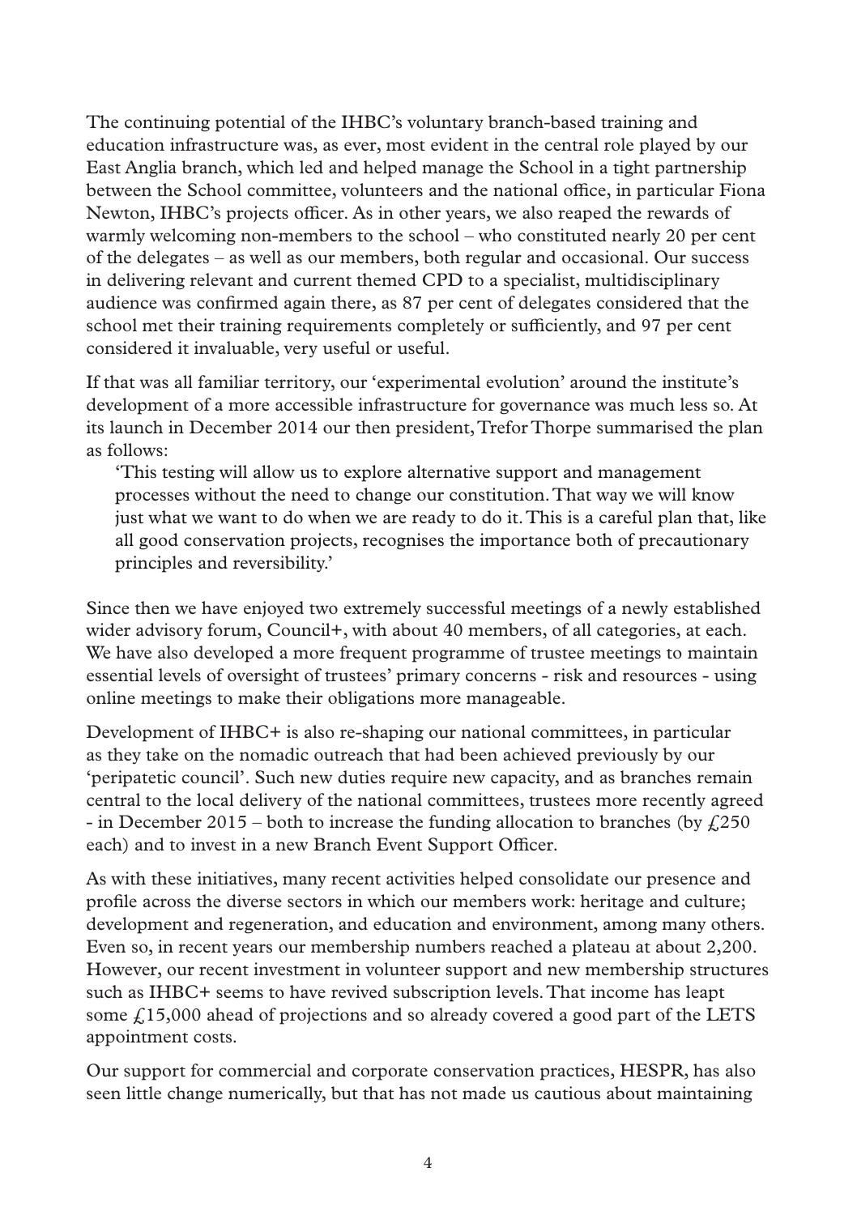The continuing potential of the IHBC's voluntary branch-based training and education infrastructure was, as ever, most evident in the central role played by our East Anglia branch, which led and helped manage the School in a tight partnership between the School committee, volunteers and the national office, in particular Fiona Newton, IHBC's projects officer. As in other years, we also reaped the rewards of warmly welcoming non-members to the school – who constituted nearly 20 per cent of the delegates – as well as our members, both regular and occasional. Our success in delivering relevant and current themed CPD to a specialist, multidisciplinary audience was confirmed again there, as 87 per cent of delegates considered that the school met their training requirements completely or sufficiently, and 97 per cent considered it invaluable, very useful or useful.

If that was all familiar territory, our 'experimental evolution' around the institute's development of a more accessible infrastructure for governance was much less so. At its launch in December 2014 our then president, Trefor Thorpe summarised the plan as follows:

> 'This testing will allow us to explore alternative support and management processes without the need to change our constitution. That way we will know just what we want to do when we are ready to do it. This is a careful plan that, like all good conservation projects, recognises the importance both of precautionary principles and reversibility.'

Since then we have enjoyed two extremely successful meetings of a newly established wider advisory forum, Council+, with about 40 members, of all categories, at each. We have also developed a more frequent programme of trustee meetings to maintain essential levels of oversight of trustees' primary concerns - risk and resources - using online meetings to make their obligations more manageable.

Development of IHBC+ is also re-shaping our national committees, in particular as they take on the nomadic outreach that had been achieved previously by our 'peripatetic council'. Such new duties require new capacity, and as branches remain central to the local delivery of the national committees, trustees more recently agreed - in December 2015 – both to increase the funding allocation to branches (by £250 each) and to invest in a new Branch Event Support Officer.

As with these initiatives, many recent activities helped consolidate our presence and profile across the diverse sectors in which our members work: heritage and culture; development and regeneration, and education and environment, among many others. Even so, in recent years our membership numbers reached a plateau at about 2,200. However, our recent investment in volunteer support and new membership structures such as IHBC+ seems to have revived subscription levels. That income has leapt some £15,000 ahead of projections and so already covered a good part of the LETS appointment costs.

Our support for commercial and corporate conservation practices, HESPR, has also seen little change numerically, but that has not made us cautious about maintaining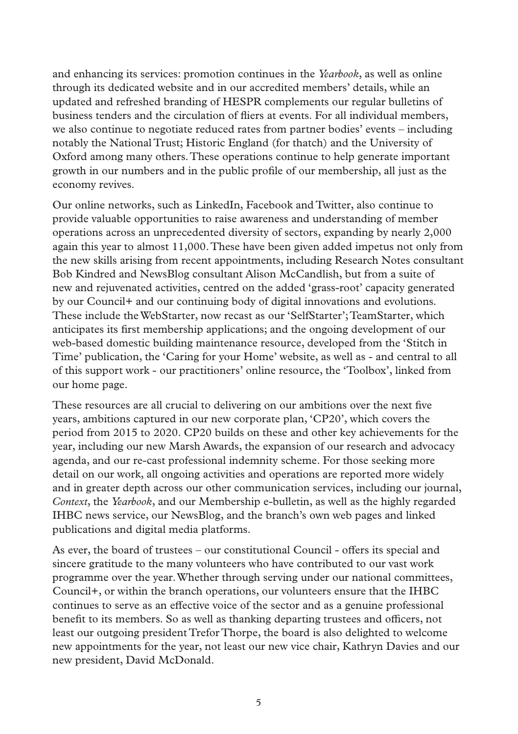and enhancing its services: promotion continues in the *Yearbook*, as well as online through its dedicated website and in our accredited members' details, while an updated and refreshed branding of HESPR complements our regular bulletins of business tenders and the circulation of fliers at events. For all individual members, we also continue to negotiate reduced rates from partner bodies' events – including notably the National Trust; Historic England (for thatch) and the University of Oxford among many others. These operations continue to help generate important growth in our numbers and in the public profile of our membership, all just as the economy revives.

Our online networks, such as LinkedIn, Facebook and Twitter, also continue to provide valuable opportunities to raise awareness and understanding of member operations across an unprecedented diversity of sectors, expanding by nearly 2,000 again this year to almost 11,000. These have been given added impetus not only from the new skills arising from recent appointments, including Research Notes consultant Bob Kindred and NewsBlog consultant Alison McCandlish, but from a suite of new and rejuvenated activities, centred on the added 'grass-root' capacity generated by our Council+ and our continuing body of digital innovations and evolutions. These include the WebStarter, now recast as our 'SelfStarter'; TeamStarter, which anticipates its first membership applications; and the ongoing development of our web-based domestic building maintenance resource, developed from the 'Stitch in Time' publication, the 'Caring for your Home' website, as well as - and central to all of this support work - our practitioners' online resource, the 'Toolbox', linked from our home page.

These resources are all crucial to delivering on our ambitions over the next five years, ambitions captured in our new corporate plan, 'CP20', which covers the period from 2015 to 2020. CP20 builds on these and other key achievements for the year, including our new Marsh Awards, the expansion of our research and advocacy agenda, and our re-cast professional indemnity scheme. For those seeking more detail on our work, all ongoing activities and operations are reported more widely and in greater depth across our other communication services, including our journal, *Context*, the *Yearbook*, and our Membership e-bulletin, as well as the highly regarded IHBC news service, our NewsBlog, and the branch's own web pages and linked publications and digital media platforms.

As ever, the board of trustees – our constitutional Council - offers its special and sincere gratitude to the many volunteers who have contributed to our vast work programme over the year. Whether through serving under our national committees, Council+, or within the branch operations, our volunteers ensure that the IHBC continues to serve as an effective voice of the sector and as a genuine professional benefit to its members. So as well as thanking departing trustees and officers, not least our outgoing president Trefor Thorpe, the board is also delighted to welcome new appointments for the year, not least our new vice chair, Kathryn Davies and our new president, David McDonald.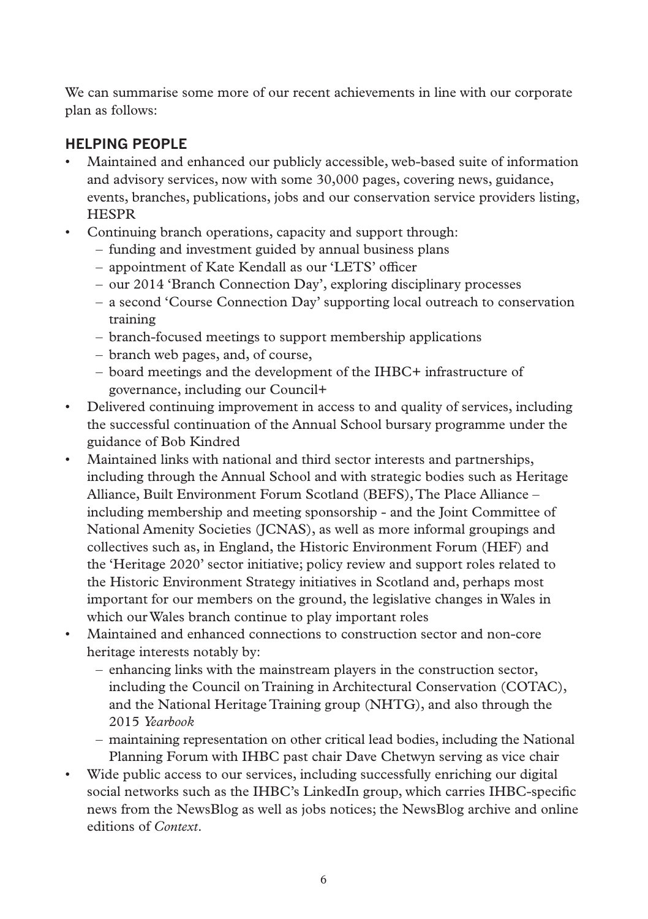We can summarise some more of our recent achievements in line with our corporate plan as follows:

## HELPING PEOPLE

- Maintained and enhanced our publicly accessible, web-based suite of information and advisory services, now with some 30,000 pages, covering news, guidance, events, branches, publications, jobs and our conservation service providers listing, HESPR
- Continuing branch operations, capacity and support through:
  - funding and investment guided by annual business plans
  - appointment of Kate Kendall as our 'LETS' officer
  - our 2014 'Branch Connection Day', exploring disciplinary processes
  - a second 'Course Connection Day' supporting local outreach to conservation training
  - branch-focused meetings to support membership applications
  - branch web pages, and, of course,
  - board meetings and the development of the IHBC+ infrastructure of governance, including our Council+
- Delivered continuing improvement in access to and quality of services, including the successful continuation of the Annual School bursary programme under the guidance of Bob Kindred
- Maintained links with national and third sector interests and partnerships, including through the Annual School and with strategic bodies such as Heritage Alliance, Built Environment Forum Scotland (BEFS), The Place Alliance – including membership and meeting sponsorship - and the Joint Committee of National Amenity Societies (JCNAS), as well as more informal groupings and collectives such as, in England, the Historic Environment Forum (HEF) and the 'Heritage 2020' sector initiative; policy review and support roles related to the Historic Environment Strategy initiatives in Scotland and, perhaps most important for our members on the ground, the legislative changes in Wales in which our Wales branch continue to play important roles
- Maintained and enhanced connections to construction sector and non-core heritage interests notably by:
  - enhancing links with the mainstream players in the construction sector, including the Council on Training in Architectural Conservation (COTAC), and the National Heritage Training group (NHTG), and also through the 2015 *Yearbook*
  - maintaining representation on other critical lead bodies, including the National Planning Forum with IHBC past chair Dave Chetwyn serving as vice chair
- Wide public access to our services, including successfully enriching our digital social networks such as the IHBC's LinkedIn group, which carries IHBC-specific news from the NewsBlog as well as jobs notices; the NewsBlog archive and online editions of *Context*.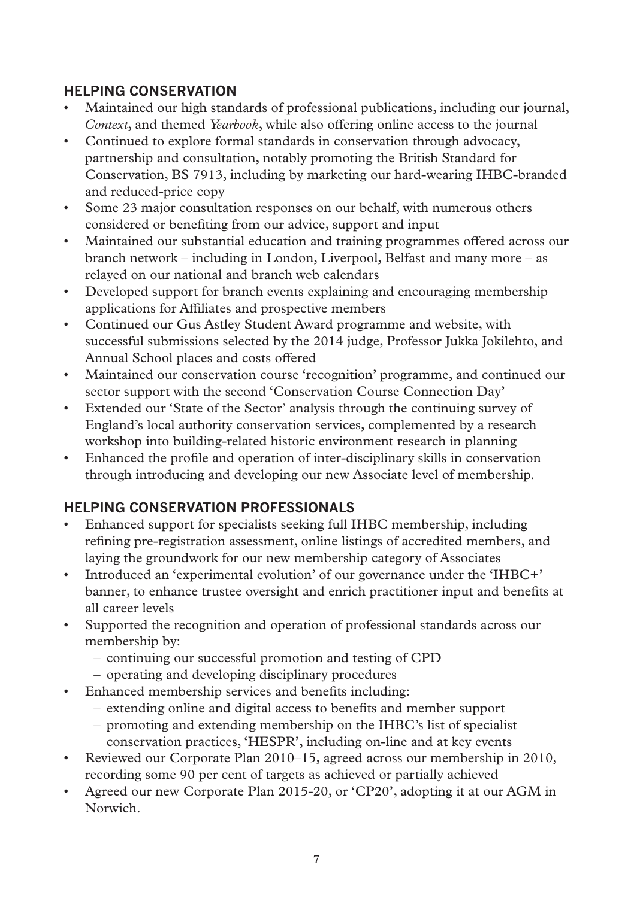## HELPING CONSERVATION

- Maintained our high standards of professional publications, including our journal, *Context*, and themed *Yearbook*, while also offering online access to the journal
- Continued to explore formal standards in conservation through advocacy, partnership and consultation, notably promoting the British Standard for Conservation, BS 7913, including by marketing our hard-wearing IHBC-branded and reduced-price copy
- Some 23 major consultation responses on our behalf, with numerous others considered or benefiting from our advice, support and input
- Maintained our substantial education and training programmes offered across our branch network – including in London, Liverpool, Belfast and many more – as relayed on our national and branch web calendars
- Developed support for branch events explaining and encouraging membership applications for Affiliates and prospective members
- Continued our Gus Astley Student Award programme and website, with successful submissions selected by the 2014 judge, Professor Jukka Jokilehto, and Annual School places and costs offered
- Maintained our conservation course 'recognition' programme, and continued our sector support with the second 'Conservation Course Connection Day'
- Extended our 'State of the Sector' analysis through the continuing survey of England's local authority conservation services, complemented by a research workshop into building-related historic environment research in planning
- Enhanced the profile and operation of inter-disciplinary skills in conservation through introducing and developing our new Associate level of membership.

## HELPING CONSERVATION PROFESSIONALS

- Enhanced support for specialists seeking full IHBC membership, including refining pre-registration assessment, online listings of accredited members, and laying the groundwork for our new membership category of Associates
- Introduced an 'experimental evolution' of our governance under the 'IHBC+' banner, to enhance trustee oversight and enrich practitioner input and benefits at all career levels
- Supported the recognition and operation of professional standards across our membership by:
  - continuing our successful promotion and testing of CPD
  - operating and developing disciplinary procedures
- Enhanced membership services and benefits including:
  - extending online and digital access to benefits and member support
  - promoting and extending membership on the IHBC's list of specialist conservation practices, 'HESPR', including on-line and at key events
- Reviewed our Corporate Plan 2010–15, agreed across our membership in 2010, recording some 90 per cent of targets as achieved or partially achieved
- Agreed our new Corporate Plan 2015-20, or 'CP20', adopting it at our AGM in Norwich.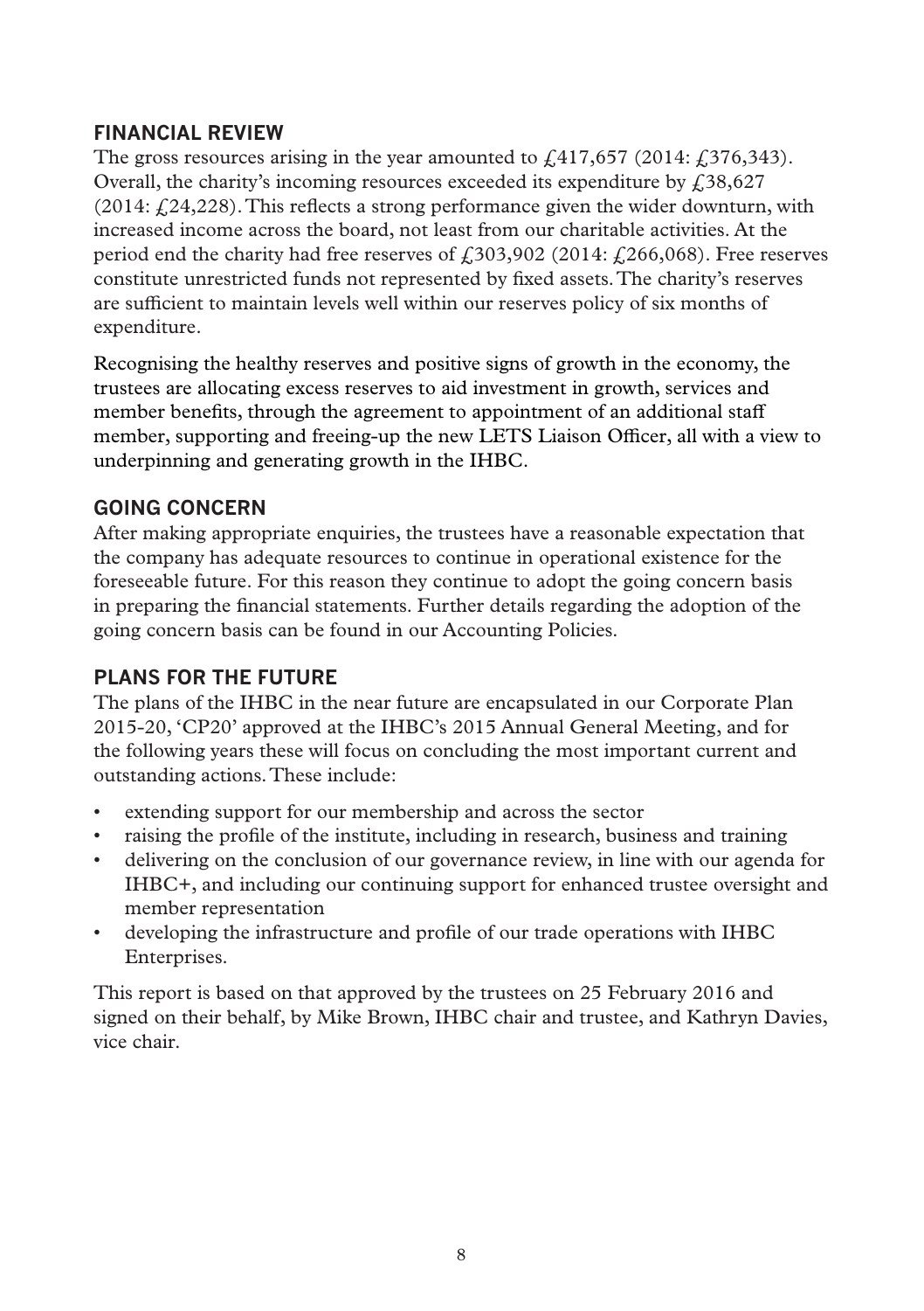## FINANCIAL REVIEW

The gross resources arising in the year amounted to £417,657 (2014: £376,343). Overall, the charity's incoming resources exceeded its expenditure by £38,627 (2014: £24,228). This reflects a strong performance given the wider downturn, with increased income across the board, not least from our charitable activities. At the period end the charity had free reserves of £303,902 (2014: £266,068). Free reserves constitute unrestricted funds not represented by fixed assets. The charity's reserves are sufficient to maintain levels well within our reserves policy of six months of expenditure.

Recognising the healthy reserves and positive signs of growth in the economy, the trustees are allocating excess reserves to aid investment in growth, services and member benefits, through the agreement to appointment of an additional staff member, supporting and freeing-up the new LETS Liaison Officer, all with a view to underpinning and generating growth in the IHBC.

## GOING CONCERN

After making appropriate enquiries, the trustees have a reasonable expectation that the company has adequate resources to continue in operational existence for the foreseeable future. For this reason they continue to adopt the going concern basis in preparing the financial statements. Further details regarding the adoption of the going concern basis can be found in our Accounting Policies.

## PLANS FOR THE FUTURE

The plans of the IHBC in the near future are encapsulated in our Corporate Plan 2015-20, 'CP20' approved at the IHBC's 2015 Annual General Meeting, and for the following years these will focus on concluding the most important current and outstanding actions. These include:

- extending support for our membership and across the sector
- raising the profile of the institute, including in research, business and training
- delivering on the conclusion of our governance review, in line with our agenda for IHBC+, and including our continuing support for enhanced trustee oversight and member representation
- developing the infrastructure and profile of our trade operations with IHBC Enterprises.

This report is based on that approved by the trustees on 25 February 2016 and signed on their behalf, by Mike Brown, IHBC chair and trustee, and Kathryn Davies, vice chair.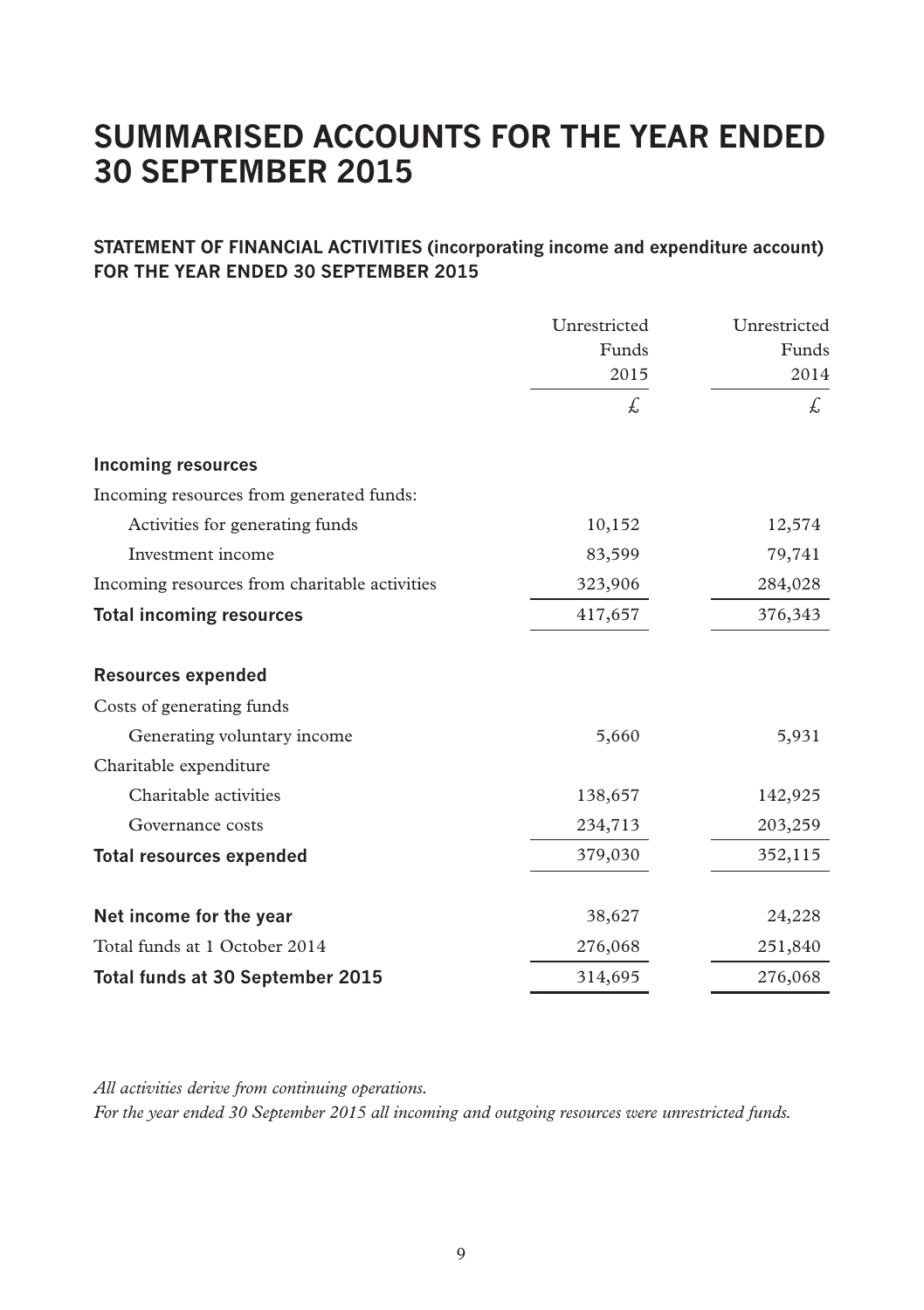# SUMMARISED ACCOUNTS FOR THE YEAR ENDED 30 SEPTEMBER 2015

## STATEMENT OF FINANCIAL ACTIVITIES (incorporating income and expenditure account) FOR THE YEAR ENDED 30 SEPTEMBER 2015

| | Unrestricted Funds 2015 | Unrestricted Funds 2014 |
|---|---|---|
| | £ | £ |
| **Incoming resources** | | |
| Incoming resources from generated funds: | | |
| Activities for generating funds | 10,152 | 12,574 |
| Investment income | 83,599 | 79,741 |
| Incoming resources from charitable activities | 323,906 | 284,028 |
| **Total incoming resources** | 417,657 | 376,343 |
| **Resources expended** | | |
| Costs of generating funds | | |
| Generating voluntary income | 5,660 | 5,931 |
| Charitable expenditure | | |
| Charitable activities | 138,657 | 142,925 |
| Governance costs | 234,713 | 203,259 |
| **Total resources expended** | 379,030 | 352,115 |
| **Net income for the year** | 38,627 | 24,228 |
| Total funds at 1 October 2014 | 276,068 | 251,840 |
| **Total funds at 30 September 2015** | 314,695 | 276,068 |

*All activities derive from continuing operations.*

*For the year ended 30 September 2015 all incoming and outgoing resources were unrestricted funds.*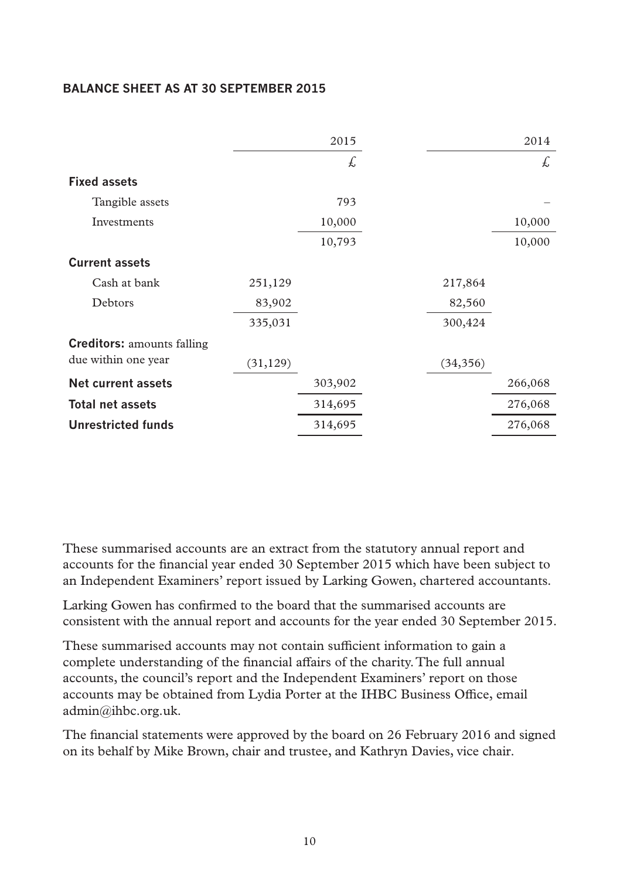## BALANCE SHEET AS AT 30 SEPTEMBER 2015

| | 2015 | | 2014 | |
|---|---|---|---|---|
| | | £ | | £ |
| **Fixed assets** | | | | |
| Tangible assets | | 793 | | – |
| Investments | | 10,000 | | 10,000 |
| | | 10,793 | | 10,000 |
| **Current assets** | | | | |
| Cash at bank | 251,129 | | 217,864 | |
| Debtors | 83,902 | | 82,560 | |
| | 335,031 | | 300,424 | |
| **Creditors:** amounts falling due within one year | (31,129) | | (34,356) | |
| **Net current assets** | | 303,902 | | 266,068 |
| **Total net assets** | | 314,695 | | 276,068 |
| **Unrestricted funds** | | 314,695 | | 276,068 |

These summarised accounts are an extract from the statutory annual report and accounts for the financial year ended 30 September 2015 which have been subject to an Independent Examiners' report issued by Larking Gowen, chartered accountants.

Larking Gowen has confirmed to the board that the summarised accounts are consistent with the annual report and accounts for the year ended 30 September 2015.

These summarised accounts may not contain sufficient information to gain a complete understanding of the financial affairs of the charity. The full annual accounts, the council's report and the Independent Examiners' report on those accounts may be obtained from Lydia Porter at the IHBC Business Office, email admin@ihbc.org.uk.

The financial statements were approved by the board on 26 February 2016 and signed on its behalf by Mike Brown, chair and trustee, and Kathryn Davies, vice chair.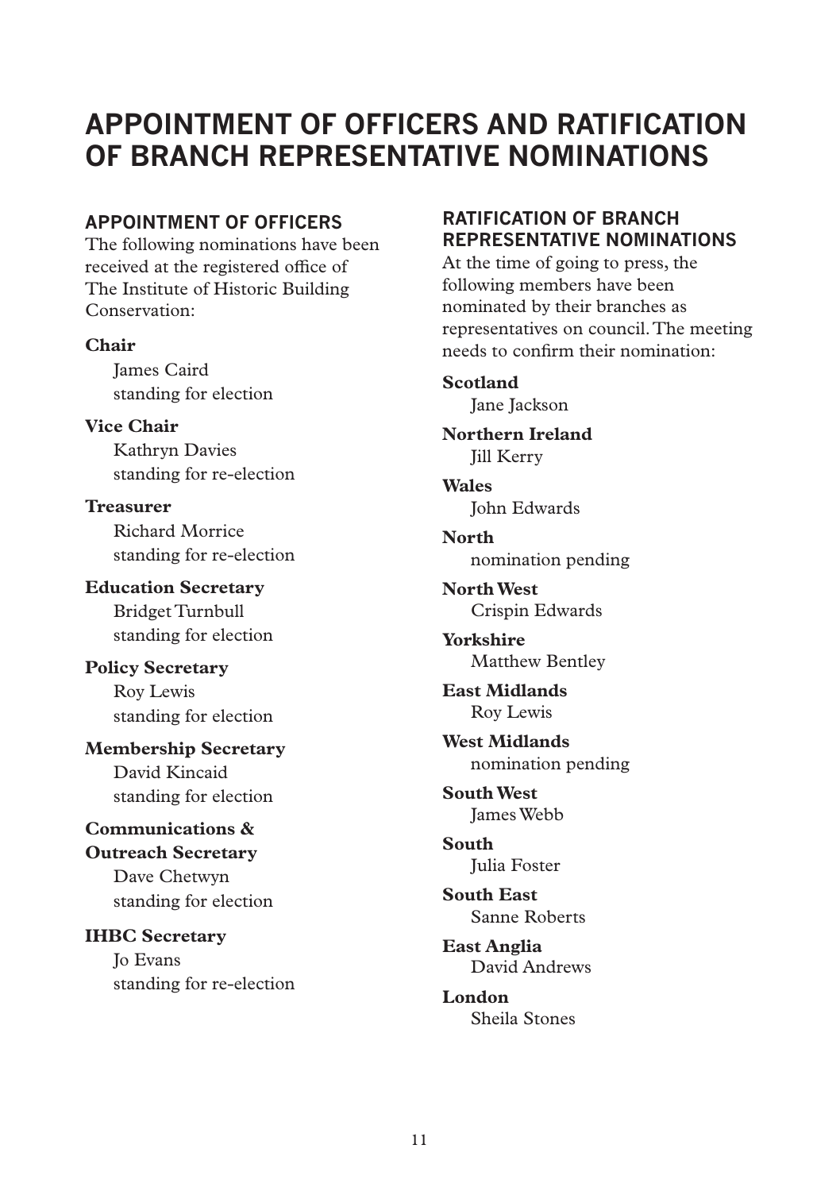# APPOINTMENT OF OFFICERS AND RATIFICATION OF BRANCH REPRESENTATIVE NOMINATIONS

## APPOINTMENT OF OFFICERS

The following nominations have been received at the registered office of The Institute of Historic Building Conservation:

**Chair**
James Caird
standing for election

**Vice Chair**
Kathryn Davies
standing for re-election

**Treasurer**
Richard Morrice
standing for re-election

**Education Secretary**
Bridget Turnbull
standing for election

**Policy Secretary**
Roy Lewis
standing for election

**Membership Secretary**
David Kincaid
standing for election

**Communications & Outreach Secretary**
Dave Chetwyn
standing for election

**IHBC Secretary**
Jo Evans
standing for re-election

## RATIFICATION OF BRANCH REPRESENTATIVE NOMINATIONS

At the time of going to press, the following members have been nominated by their branches as representatives on council. The meeting needs to confirm their nomination:

**Scotland**
Jane Jackson

**Northern Ireland**
Jill Kerry

**Wales**
John Edwards

**North**
nomination pending

**North West**
Crispin Edwards

**Yorkshire**
Matthew Bentley

**East Midlands**
Roy Lewis

**West Midlands**
nomination pending

**South West**
James Webb

**South**
Julia Foster

**South East**
Sanne Roberts

**East Anglia**
David Andrews

**London**
Sheila Stones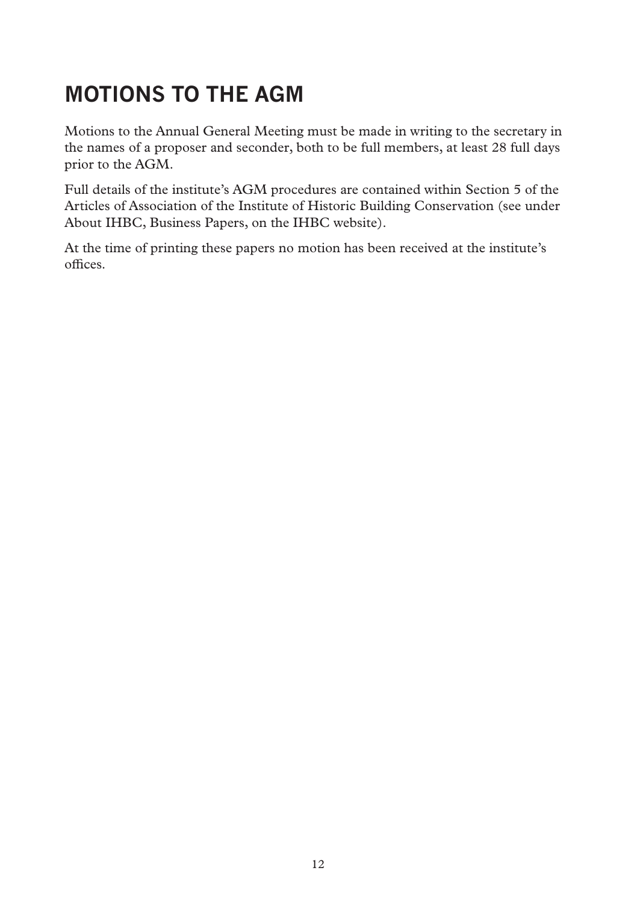# MOTIONS TO THE AGM

Motions to the Annual General Meeting must be made in writing to the secretary in the names of a proposer and seconder, both to be full members, at least 28 full days prior to the AGM.

Full details of the institute's AGM procedures are contained within Section 5 of the Articles of Association of the Institute of Historic Building Conservation (see under About IHBC, Business Papers, on the IHBC website).

At the time of printing these papers no motion has been received at the institute's offices.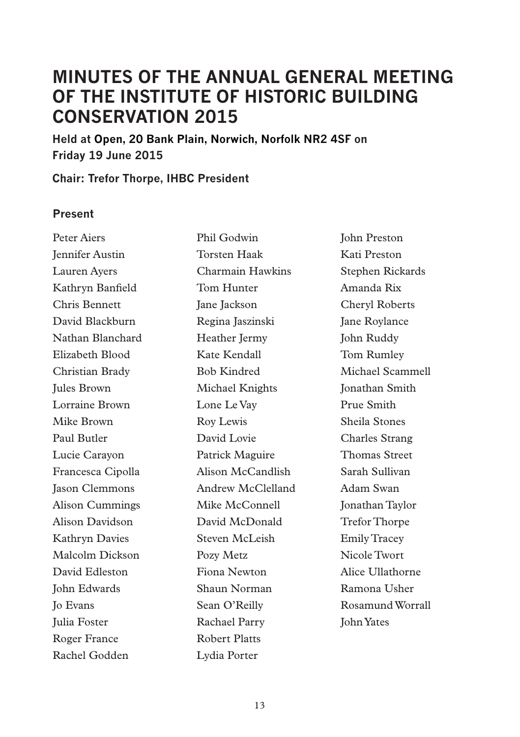# MINUTES OF THE ANNUAL GENERAL MEETING OF THE INSTITUTE OF HISTORIC BUILDING CONSERVATION 2015

**Held at Open, 20 Bank Plain, Norwich, Norfolk NR2 4SF on Friday 19 June 2015**

**Chair: Trefor Thorpe, IHBC President**

### Present

Peter Aiers
Jennifer Austin
Lauren Ayers
Kathryn Banfield
Chris Bennett
David Blackburn
Nathan Blanchard
Elizabeth Blood
Christian Brady
Jules Brown
Lorraine Brown
Mike Brown
Paul Butler
Lucie Carayon
Francesca Cipolla
Jason Clemmons
Alison Cummings
Alison Davidson
Kathryn Davies
Malcolm Dickson
David Edleston
John Edwards
Jo Evans
Julia Foster
Roger France
Rachel Godden
Phil Godwin
Torsten Haak
Charmain Hawkins
Tom Hunter
Jane Jackson
Regina Jaszinski
Heather Jermy
Kate Kendall
Bob Kindred
Michael Knights
Lone Le Vay
Roy Lewis
David Lovie
Patrick Maguire
Alison McCandlish
Andrew McClelland
Mike McConnell
David McDonald
Steven McLeish
Pozy Metz
Fiona Newton
Shaun Norman
Sean O'Reilly
Rachael Parry
Robert Platts
Lydia Porter
John Preston
Kati Preston
Stephen Rickards
Amanda Rix
Cheryl Roberts
Jane Roylance
John Ruddy
Tom Rumley
Michael Scammell
Jonathan Smith
Prue Smith
Sheila Stones
Charles Strang
Thomas Street
Sarah Sullivan
Adam Swan
Jonathan Taylor
Trefor Thorpe
Emily Tracey
Nicole Twort
Alice Ullathorne
Ramona Usher
Rosamund Worrall
John Yates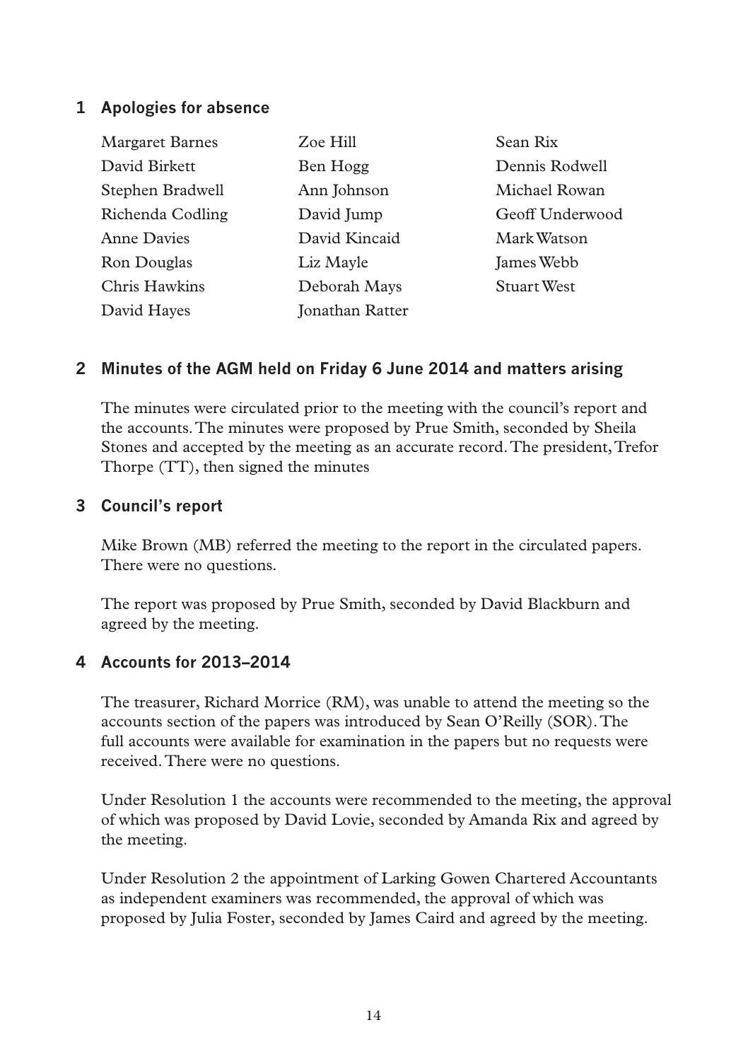## 1 Apologies for absence

Margaret Barnes
David Birkett
Stephen Bradwell
Richenda Codling
Anne Davies
Ron Douglas
Chris Hawkins
David Hayes
Zoe Hill
Ben Hogg
Ann Johnson
David Jump
David Kincaid
Liz Mayle
Deborah Mays
Jonathan Ratter
Sean Rix
Dennis Rodwell
Michael Rowan
Geoff Underwood
Mark Watson
James Webb
Stuart West

## 2 Minutes of the AGM held on Friday 6 June 2014 and matters arising

The minutes were circulated prior to the meeting with the council's report and the accounts. The minutes were proposed by Prue Smith, seconded by Sheila Stones and accepted by the meeting as an accurate record. The president, Trefor Thorpe (TT), then signed the minutes

## 3 Council's report

Mike Brown (MB) referred the meeting to the report in the circulated papers. There were no questions.

The report was proposed by Prue Smith, seconded by David Blackburn and agreed by the meeting.

## 4 Accounts for 2013–2014

The treasurer, Richard Morrice (RM), was unable to attend the meeting so the accounts section of the papers was introduced by Sean O'Reilly (SOR). The full accounts were available for examination in the papers but no requests were received. There were no questions.

Under Resolution 1 the accounts were recommended to the meeting, the approval of which was proposed by David Lovie, seconded by Amanda Rix and agreed by the meeting.

Under Resolution 2 the appointment of Larking Gowen Chartered Accountants as independent examiners was recommended, the approval of which was proposed by Julia Foster, seconded by James Caird and agreed by the meeting.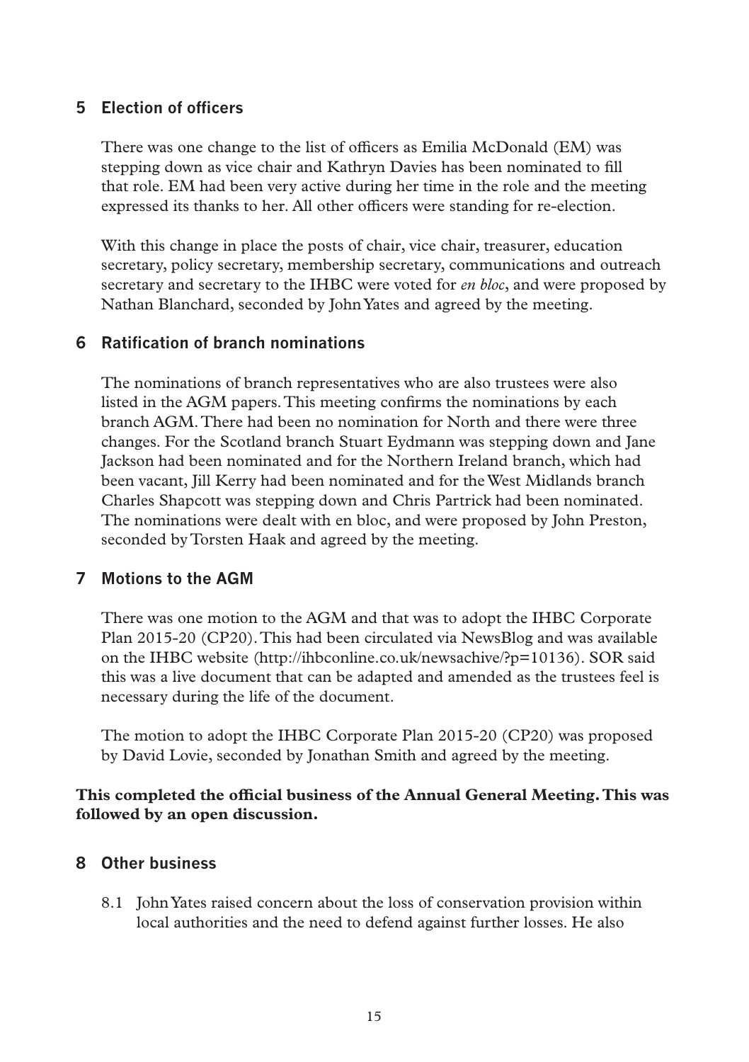## 5 Election of officers

There was one change to the list of officers as Emilia McDonald (EM) was stepping down as vice chair and Kathryn Davies has been nominated to fill that role. EM had been very active during her time in the role and the meeting expressed its thanks to her. All other officers were standing for re-election.

With this change in place the posts of chair, vice chair, treasurer, education secretary, policy secretary, membership secretary, communications and outreach secretary and secretary to the IHBC were voted for *en bloc*, and were proposed by Nathan Blanchard, seconded by John Yates and agreed by the meeting.

## 6 Ratification of branch nominations

The nominations of branch representatives who are also trustees were also listed in the AGM papers. This meeting confirms the nominations by each branch AGM. There had been no nomination for North and there were three changes. For the Scotland branch Stuart Eydmann was stepping down and Jane Jackson had been nominated and for the Northern Ireland branch, which had been vacant, Jill Kerry had been nominated and for the West Midlands branch Charles Shapcott was stepping down and Chris Partrick had been nominated. The nominations were dealt with en bloc, and were proposed by John Preston, seconded by Torsten Haak and agreed by the meeting.

## 7 Motions to the AGM

There was one motion to the AGM and that was to adopt the IHBC Corporate Plan 2015-20 (CP20). This had been circulated via NewsBlog and was available on the IHBC website (http://ihbconline.co.uk/newsachive/?p=10136). SOR said this was a live document that can be adapted and amended as the trustees feel is necessary during the life of the document.

The motion to adopt the IHBC Corporate Plan 2015-20 (CP20) was proposed by David Lovie, seconded by Jonathan Smith and agreed by the meeting.

**This completed the official business of the Annual General Meeting. This was followed by an open discussion.**

## 8 Other business

8.1 John Yates raised concern about the loss of conservation provision within local authorities and the need to defend against further losses. He also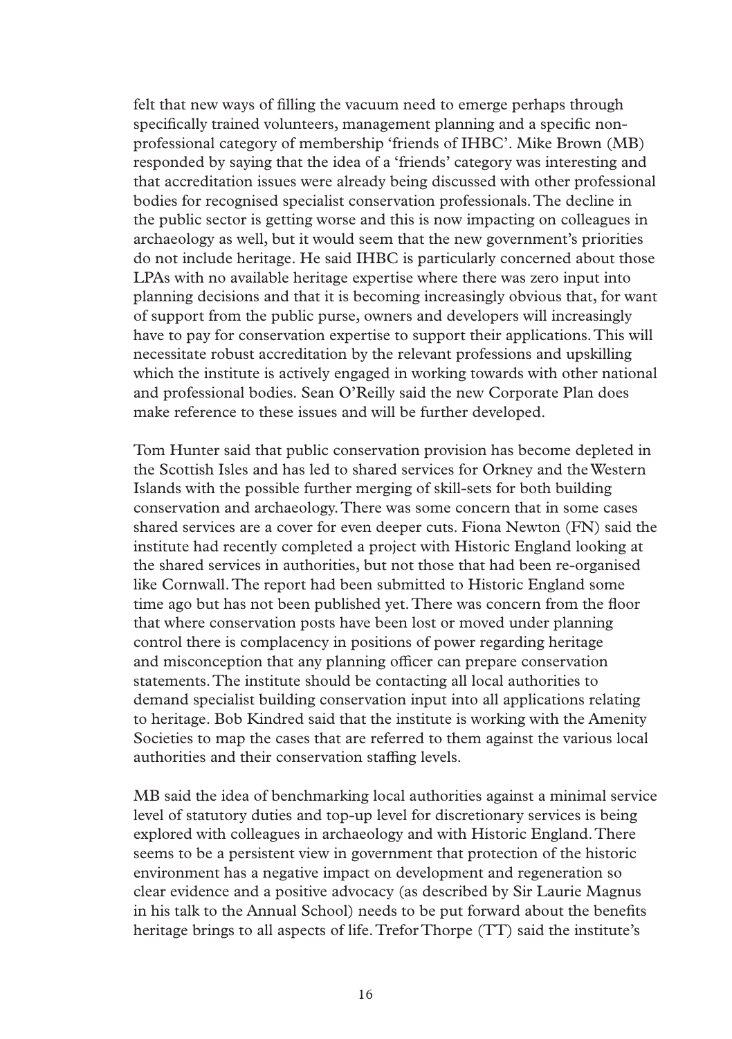felt that new ways of filling the vacuum need to emerge perhaps through specifically trained volunteers, management planning and a specific non-professional category of membership 'friends of IHBC'. Mike Brown (MB) responded by saying that the idea of a 'friends' category was interesting and that accreditation issues were already being discussed with other professional bodies for recognised specialist conservation professionals. The decline in the public sector is getting worse and this is now impacting on colleagues in archaeology as well, but it would seem that the new government's priorities do not include heritage. He said IHBC is particularly concerned about those LPAs with no available heritage expertise where there was zero input into planning decisions and that it is becoming increasingly obvious that, for want of support from the public purse, owners and developers will increasingly have to pay for conservation expertise to support their applications. This will necessitate robust accreditation by the relevant professions and upskilling which the institute is actively engaged in working towards with other national and professional bodies. Sean O'Reilly said the new Corporate Plan does make reference to these issues and will be further developed.

Tom Hunter said that public conservation provision has become depleted in the Scottish Isles and has led to shared services for Orkney and the Western Islands with the possible further merging of skill-sets for both building conservation and archaeology. There was some concern that in some cases shared services are a cover for even deeper cuts. Fiona Newton (FN) said the institute had recently completed a project with Historic England looking at the shared services in authorities, but not those that had been re-organised like Cornwall. The report had been submitted to Historic England some time ago but has not been published yet. There was concern from the floor that where conservation posts have been lost or moved under planning control there is complacency in positions of power regarding heritage and misconception that any planning officer can prepare conservation statements. The institute should be contacting all local authorities to demand specialist building conservation input into all applications relating to heritage. Bob Kindred said that the institute is working with the Amenity Societies to map the cases that are referred to them against the various local authorities and their conservation staffing levels.

MB said the idea of benchmarking local authorities against a minimal service level of statutory duties and top-up level for discretionary services is being explored with colleagues in archaeology and with Historic England. There seems to be a persistent view in government that protection of the historic environment has a negative impact on development and regeneration so clear evidence and a positive advocacy (as described by Sir Laurie Magnus in his talk to the Annual School) needs to be put forward about the benefits heritage brings to all aspects of life. Trefor Thorpe (TT) said the institute's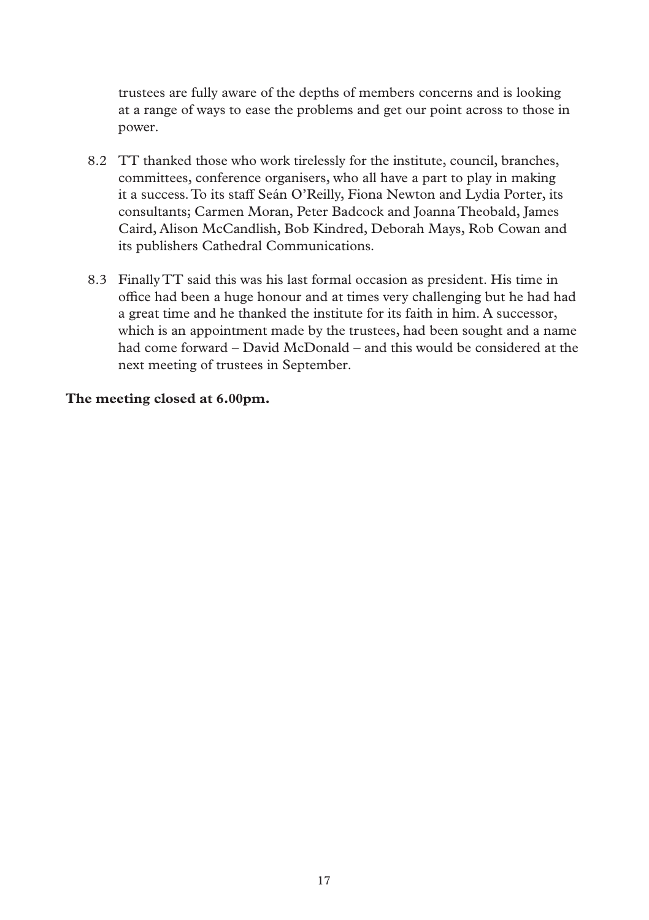trustees are fully aware of the depths of members concerns and is looking at a range of ways to ease the problems and get our point across to those in power.

8.2 TT thanked those who work tirelessly for the institute, council, branches, committees, conference organisers, who all have a part to play in making it a success. To its staff Seán O'Reilly, Fiona Newton and Lydia Porter, its consultants; Carmen Moran, Peter Badcock and Joanna Theobald, James Caird, Alison McCandlish, Bob Kindred, Deborah Mays, Rob Cowan and its publishers Cathedral Communications.

8.3 Finally TT said this was his last formal occasion as president. His time in office had been a huge honour and at times very challenging but he had had a great time and he thanked the institute for its faith in him. A successor, which is an appointment made by the trustees, had been sought and a name had come forward – David McDonald – and this would be considered at the next meeting of trustees in September.

**The meeting closed at 6.00pm.**